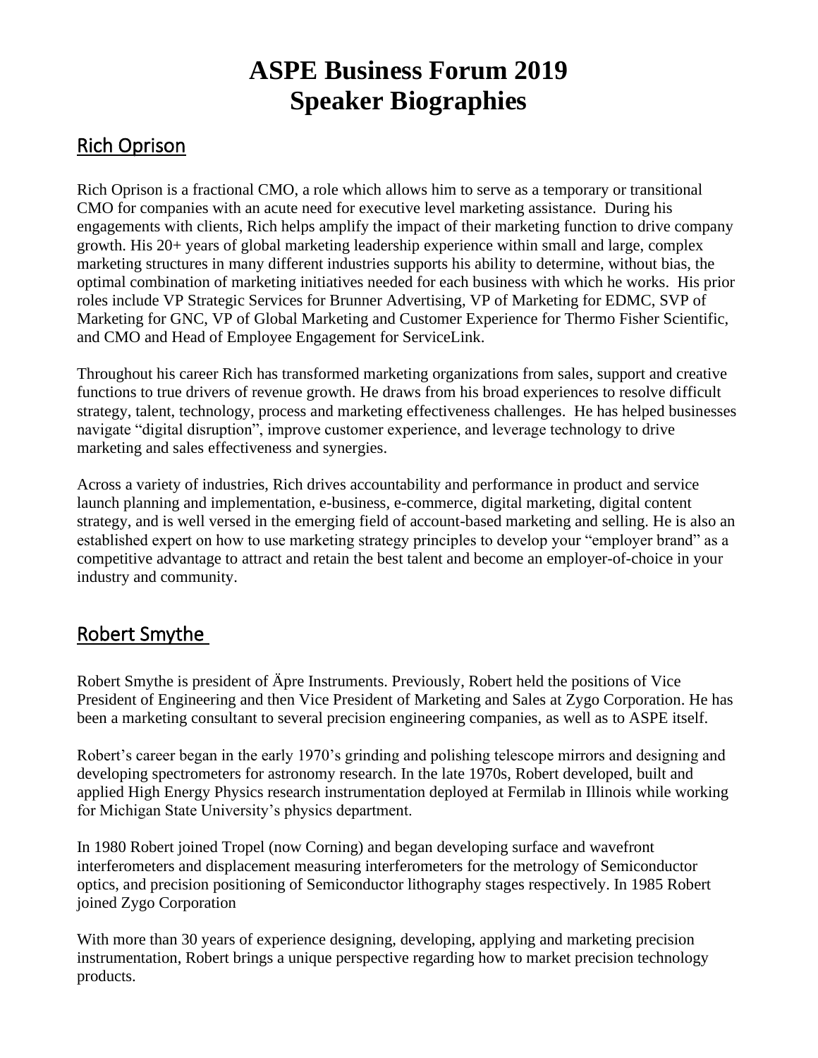# ASPE Business Forum 2019
# Speaker Biographies

## Rich Oprison

Rich Oprison is a fractional CMO, a role which allows him to serve as a temporary or transitional CMO for companies with an acute need for executive level marketing assistance. During his engagements with clients, Rich helps amplify the impact of their marketing function to drive company growth. His 20+ years of global marketing leadership experience within small and large, complex marketing structures in many different industries supports his ability to determine, without bias, the optimal combination of marketing initiatives needed for each business with which he works. His prior roles include VP Strategic Services for Brunner Advertising, VP of Marketing for EDMC, SVP of Marketing for GNC, VP of Global Marketing and Customer Experience for Thermo Fisher Scientific, and CMO and Head of Employee Engagement for ServiceLink.

Throughout his career Rich has transformed marketing organizations from sales, support and creative functions to true drivers of revenue growth. He draws from his broad experiences to resolve difficult strategy, talent, technology, process and marketing effectiveness challenges. He has helped businesses navigate "digital disruption", improve customer experience, and leverage technology to drive marketing and sales effectiveness and synergies.

Across a variety of industries, Rich drives accountability and performance in product and service launch planning and implementation, e-business, e-commerce, digital marketing, digital content strategy, and is well versed in the emerging field of account-based marketing and selling. He is also an established expert on how to use marketing strategy principles to develop your "employer brand" as a competitive advantage to attract and retain the best talent and become an employer-of-choice in your industry and community.

## Robert Smythe

Robert Smythe is president of Äpre Instruments. Previously, Robert held the positions of Vice President of Engineering and then Vice President of Marketing and Sales at Zygo Corporation. He has been a marketing consultant to several precision engineering companies, as well as to ASPE itself.

Robert's career began in the early 1970's grinding and polishing telescope mirrors and designing and developing spectrometers for astronomy research. In the late 1970s, Robert developed, built and applied High Energy Physics research instrumentation deployed at Fermilab in Illinois while working for Michigan State University's physics department.

In 1980 Robert joined Tropel (now Corning) and began developing surface and wavefront interferometers and displacement measuring interferometers for the metrology of Semiconductor optics, and precision positioning of Semiconductor lithography stages respectively. In 1985 Robert joined Zygo Corporation

With more than 30 years of experience designing, developing, applying and marketing precision instrumentation, Robert brings a unique perspective regarding how to market precision technology products.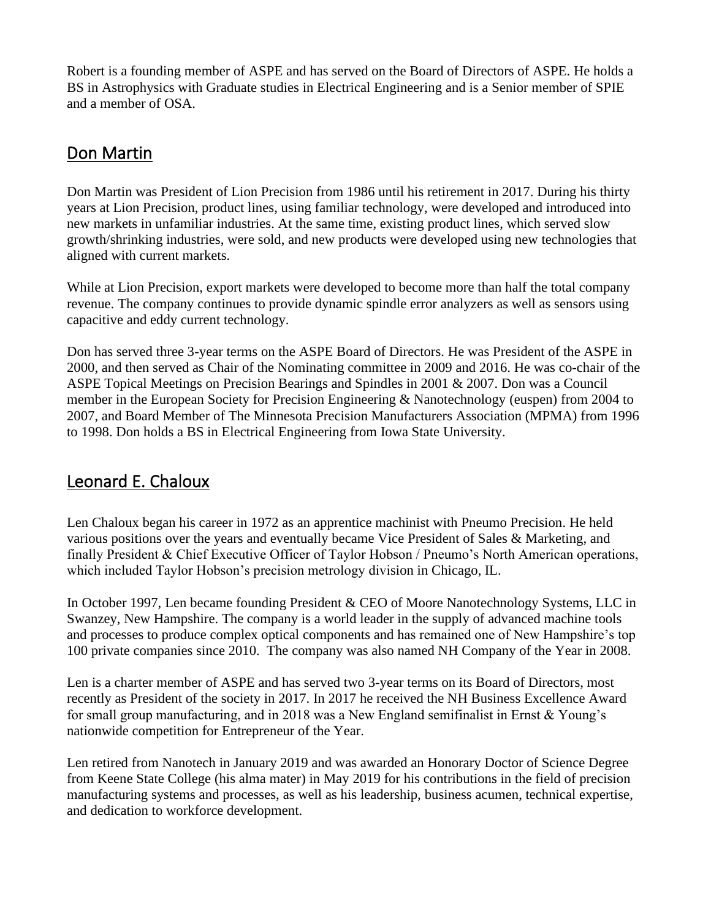Robert is a founding member of ASPE and has served on the Board of Directors of ASPE. He holds a BS in Astrophysics with Graduate studies in Electrical Engineering and is a Senior member of SPIE and a member of OSA.

## Don Martin

Don Martin was President of Lion Precision from 1986 until his retirement in 2017. During his thirty years at Lion Precision, product lines, using familiar technology, were developed and introduced into new markets in unfamiliar industries. At the same time, existing product lines, which served slow growth/shrinking industries, were sold, and new products were developed using new technologies that aligned with current markets.

While at Lion Precision, export markets were developed to become more than half the total company revenue. The company continues to provide dynamic spindle error analyzers as well as sensors using capacitive and eddy current technology.

Don has served three 3-year terms on the ASPE Board of Directors. He was President of the ASPE in 2000, and then served as Chair of the Nominating committee in 2009 and 2016. He was co-chair of the ASPE Topical Meetings on Precision Bearings and Spindles in 2001 & 2007. Don was a Council member in the European Society for Precision Engineering & Nanotechnology (euspen) from 2004 to 2007, and Board Member of The Minnesota Precision Manufacturers Association (MPMA) from 1996 to 1998. Don holds a BS in Electrical Engineering from Iowa State University.

## Leonard E. Chaloux

Len Chaloux began his career in 1972 as an apprentice machinist with Pneumo Precision. He held various positions over the years and eventually became Vice President of Sales & Marketing, and finally President & Chief Executive Officer of Taylor Hobson / Pneumo's North American operations, which included Taylor Hobson's precision metrology division in Chicago, IL.

In October 1997, Len became founding President & CEO of Moore Nanotechnology Systems, LLC in Swanzey, New Hampshire. The company is a world leader in the supply of advanced machine tools and processes to produce complex optical components and has remained one of New Hampshire's top 100 private companies since 2010. The company was also named NH Company of the Year in 2008.

Len is a charter member of ASPE and has served two 3-year terms on its Board of Directors, most recently as President of the society in 2017. In 2017 he received the NH Business Excellence Award for small group manufacturing, and in 2018 was a New England semifinalist in Ernst & Young's nationwide competition for Entrepreneur of the Year.

Len retired from Nanotech in January 2019 and was awarded an Honorary Doctor of Science Degree from Keene State College (his alma mater) in May 2019 for his contributions in the field of precision manufacturing systems and processes, as well as his leadership, business acumen, technical expertise, and dedication to workforce development.